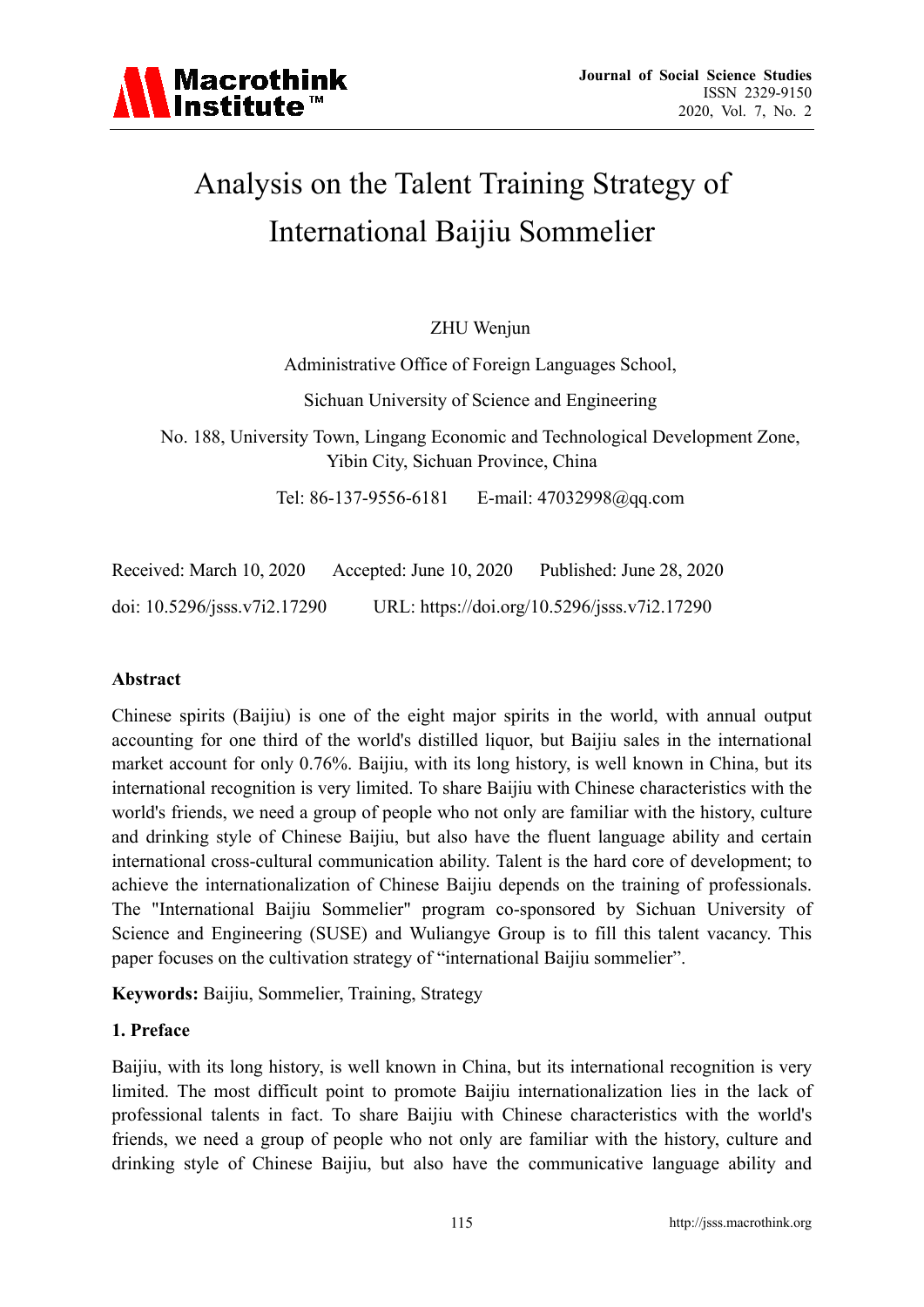# Analysis on the Talent Training Strategy of International Baijiu Sommelier

ZHU Wenjun

Administrative Office of Foreign Languages School,

Sichuan University of Science and Engineering

No. 188, University Town, Lingang Economic and Technological Development Zone, Yibin City, Sichuan Province, China

Tel: 86-137-9556-6181 E-mail: 47032998@qq.com

Received: March 10, 2020 Accepted: June 10, 2020 Published: June 28, 2020

doi: 10.5296/jsss.v7i2.17290 URL: https://doi.org/10.5296/jsss.v7i2.17290

## Abstract

Chinese spirits (Baijiu) is one of the eight major spirits in the world, with annual output accounting for one third of the world's distilled liquor, but Baijiu sales in the international market account for only 0.76%. Baijiu, with its long history, is well known in China, but its international recognition is very limited. To share Baijiu with Chinese characteristics with the world's friends, we need a group of people who not only are familiar with the history, culture and drinking style of Chinese Baijiu, but also have the fluent language ability and certain international cross-cultural communication ability. Talent is the hard core of development; to achieve the internationalization of Chinese Baijiu depends on the training of professionals. The "International Baijiu Sommelier" program co-sponsored by Sichuan University of Science and Engineering (SUSE) and Wuliangye Group is to fill this talent vacancy. This paper focuses on the cultivation strategy of “international Baijiu sommelier”.

**Keywords:** Baijiu, Sommelier, Training, Strategy

## 1. Preface

Baijiu, with its long history, is well known in China, but its international recognition is very limited. The most difficult point to promote Baijiu internationalization lies in the lack of professional talents in fact. To share Baijiu with Chinese characteristics with the world's friends, we need a group of people who not only are familiar with the history, culture and drinking style of Chinese Baijiu, but also have the communicative language ability and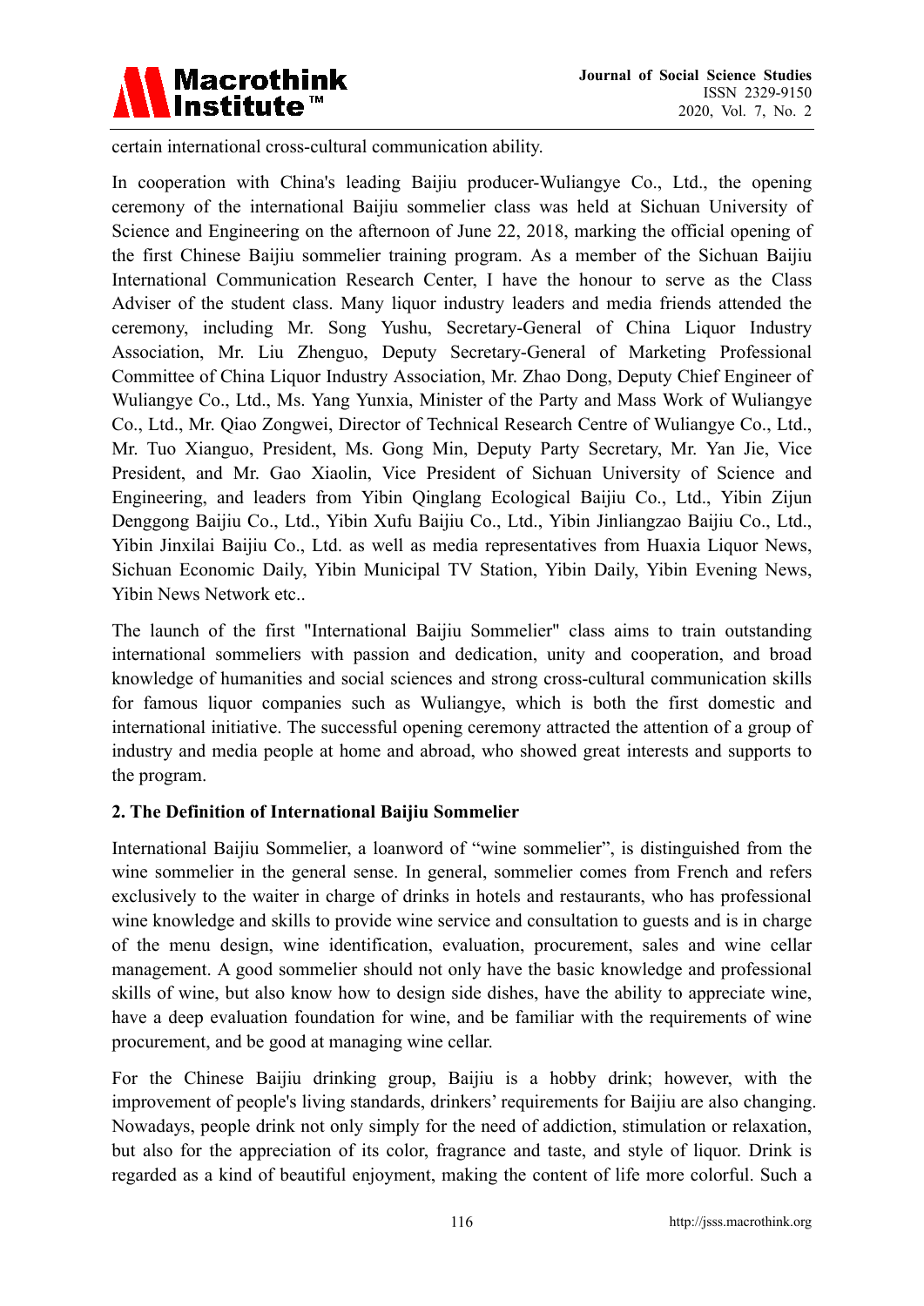certain international cross-cultural communication ability.

In cooperation with China's leading Baijiu producer-Wuliangye Co., Ltd., the opening ceremony of the international Baijiu sommelier class was held at Sichuan University of Science and Engineering on the afternoon of June 22, 2018, marking the official opening of the first Chinese Baijiu sommelier training program. As a member of the Sichuan Baijiu International Communication Research Center, I have the honour to serve as the Class Adviser of the student class. Many liquor industry leaders and media friends attended the ceremony, including Mr. Song Yushu, Secretary-General of China Liquor Industry Association, Mr. Liu Zhenguo, Deputy Secretary-General of Marketing Professional Committee of China Liquor Industry Association, Mr. Zhao Dong, Deputy Chief Engineer of Wuliangye Co., Ltd., Ms. Yang Yunxia, Minister of the Party and Mass Work of Wuliangye Co., Ltd., Mr. Qiao Zongwei, Director of Technical Research Centre of Wuliangye Co., Ltd., Mr. Tuo Xianguo, President, Ms. Gong Min, Deputy Party Secretary, Mr. Yan Jie, Vice President, and Mr. Gao Xiaolin, Vice President of Sichuan University of Science and Engineering, and leaders from Yibin Qinglang Ecological Baijiu Co., Ltd., Yibin Zijun Denggong Baijiu Co., Ltd., Yibin Xufu Baijiu Co., Ltd., Yibin Jinliangzao Baijiu Co., Ltd., Yibin Jinxilai Baijiu Co., Ltd. as well as media representatives from Huaxia Liquor News, Sichuan Economic Daily, Yibin Municipal TV Station, Yibin Daily, Yibin Evening News, Yibin News Network etc..

The launch of the first "International Baijiu Sommelier" class aims to train outstanding international sommeliers with passion and dedication, unity and cooperation, and broad knowledge of humanities and social sciences and strong cross-cultural communication skills for famous liquor companies such as Wuliangye, which is both the first domestic and international initiative. The successful opening ceremony attracted the attention of a group of industry and media people at home and abroad, who showed great interests and supports to the program.

## 2. The Definition of International Baijiu Sommelier

International Baijiu Sommelier, a loanword of “wine sommelier”, is distinguished from the wine sommelier in the general sense. In general, sommelier comes from French and refers exclusively to the waiter in charge of drinks in hotels and restaurants, who has professional wine knowledge and skills to provide wine service and consultation to guests and is in charge of the menu design, wine identification, evaluation, procurement, sales and wine cellar management. A good sommelier should not only have the basic knowledge and professional skills of wine, but also know how to design side dishes, have the ability to appreciate wine, have a deep evaluation foundation for wine, and be familiar with the requirements of wine procurement, and be good at managing wine cellar.

For the Chinese Baijiu drinking group, Baijiu is a hobby drink; however, with the improvement of people's living standards, drinkers' requirements for Baijiu are also changing. Nowadays, people drink not only simply for the need of addiction, stimulation or relaxation, but also for the appreciation of its color, fragrance and taste, and style of liquor. Drink is regarded as a kind of beautiful enjoyment, making the content of life more colorful. Such a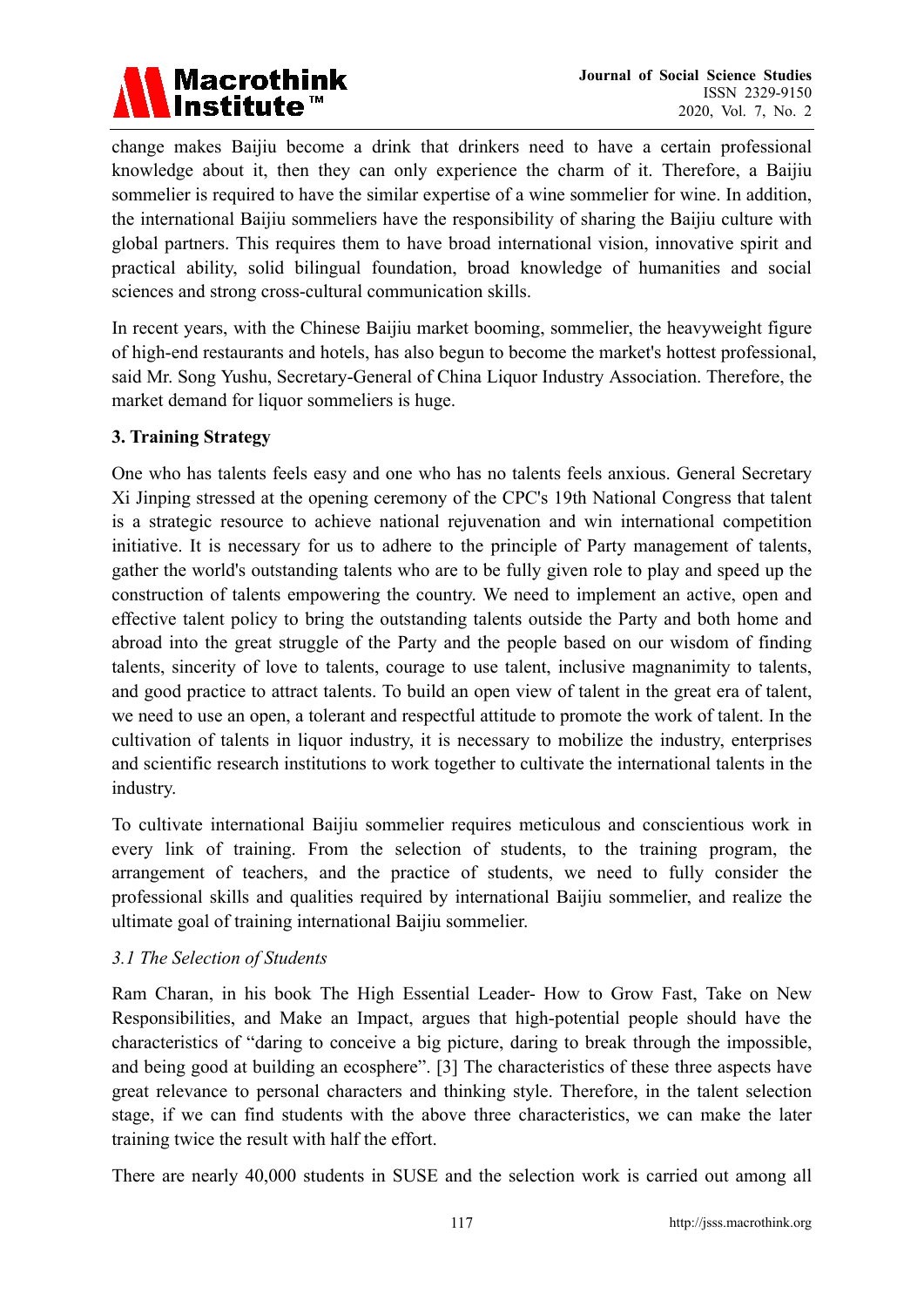change makes Baijiu become a drink that drinkers need to have a certain professional knowledge about it, then they can only experience the charm of it. Therefore, a Baijiu sommelier is required to have the similar expertise of a wine sommelier for wine. In addition, the international Baijiu sommeliers have the responsibility of sharing the Baijiu culture with global partners. This requires them to have broad international vision, innovative spirit and practical ability, solid bilingual foundation, broad knowledge of humanities and social sciences and strong cross-cultural communication skills.

In recent years, with the Chinese Baijiu market booming, sommelier, the heavyweight figure of high-end restaurants and hotels, has also begun to become the market's hottest professional, said Mr. Song Yushu, Secretary-General of China Liquor Industry Association. Therefore, the market demand for liquor sommeliers is huge.

## 3. Training Strategy

One who has talents feels easy and one who has no talents feels anxious. General Secretary Xi Jinping stressed at the opening ceremony of the CPC's 19th National Congress that talent is a strategic resource to achieve national rejuvenation and win international competition initiative. It is necessary for us to adhere to the principle of Party management of talents, gather the world's outstanding talents who are to be fully given role to play and speed up the construction of talents empowering the country. We need to implement an active, open and effective talent policy to bring the outstanding talents outside the Party and both home and abroad into the great struggle of the Party and the people based on our wisdom of finding talents, sincerity of love to talents, courage to use talent, inclusive magnanimity to talents, and good practice to attract talents. To build an open view of talent in the great era of talent, we need to use an open, a tolerant and respectful attitude to promote the work of talent. In the cultivation of talents in liquor industry, it is necessary to mobilize the industry, enterprises and scientific research institutions to work together to cultivate the international talents in the industry.

To cultivate international Baijiu sommelier requires meticulous and conscientious work in every link of training. From the selection of students, to the training program, the arrangement of teachers, and the practice of students, we need to fully consider the professional skills and qualities required by international Baijiu sommelier, and realize the ultimate goal of training international Baijiu sommelier.

### *3.1 The Selection of Students*

Ram Charan, in his book The High Essential Leader- How to Grow Fast, Take on New Responsibilities, and Make an Impact, argues that high-potential people should have the characteristics of "daring to conceive a big picture, daring to break through the impossible, and being good at building an ecosphere". [3] The characteristics of these three aspects have great relevance to personal characters and thinking style. Therefore, in the talent selection stage, if we can find students with the above three characteristics, we can make the later training twice the result with half the effort.

There are nearly 40,000 students in SUSE and the selection work is carried out among all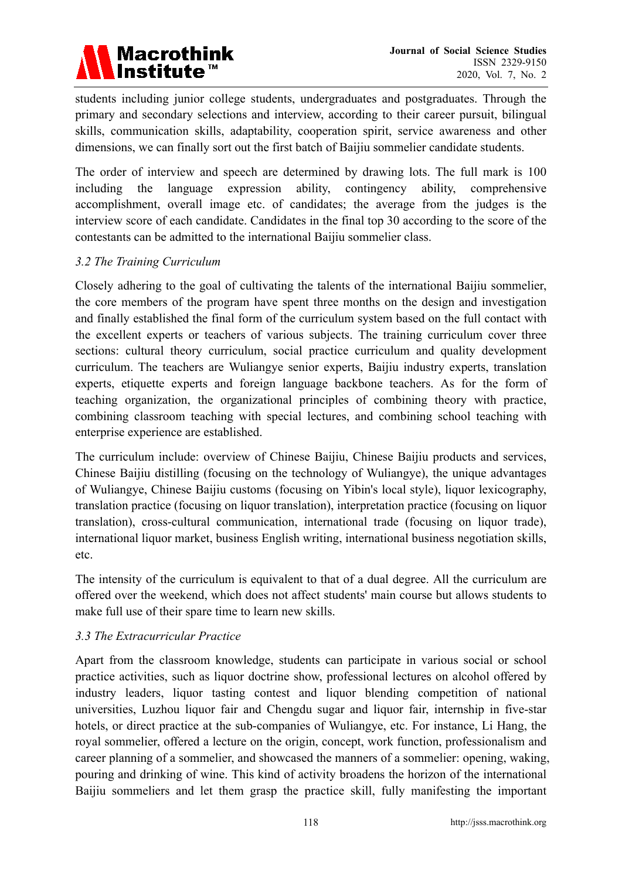students including junior college students, undergraduates and postgraduates. Through the primary and secondary selections and interview, according to their career pursuit, bilingual skills, communication skills, adaptability, cooperation spirit, service awareness and other dimensions, we can finally sort out the first batch of Baijiu sommelier candidate students.

The order of interview and speech are determined by drawing lots. The full mark is 100 including the language expression ability, contingency ability, comprehensive accomplishment, overall image etc. of candidates; the average from the judges is the interview score of each candidate. Candidates in the final top 30 according to the score of the contestants can be admitted to the international Baijiu sommelier class.

### *3.2 The Training Curriculum*

Closely adhering to the goal of cultivating the talents of the international Baijiu sommelier, the core members of the program have spent three months on the design and investigation and finally established the final form of the curriculum system based on the full contact with the excellent experts or teachers of various subjects. The training curriculum cover three sections: cultural theory curriculum, social practice curriculum and quality development curriculum. The teachers are Wuliangye senior experts, Baijiu industry experts, translation experts, etiquette experts and foreign language backbone teachers. As for the form of teaching organization, the organizational principles of combining theory with practice, combining classroom teaching with special lectures, and combining school teaching with enterprise experience are established.

The curriculum include: overview of Chinese Baijiu, Chinese Baijiu products and services, Chinese Baijiu distilling (focusing on the technology of Wuliangye), the unique advantages of Wuliangye, Chinese Baijiu customs (focusing on Yibin's local style), liquor lexicography, translation practice (focusing on liquor translation), interpretation practice (focusing on liquor translation), cross-cultural communication, international trade (focusing on liquor trade), international liquor market, business English writing, international business negotiation skills, etc.

The intensity of the curriculum is equivalent to that of a dual degree. All the curriculum are offered over the weekend, which does not affect students' main course but allows students to make full use of their spare time to learn new skills.

### *3.3 The Extracurricular Practice*

Apart from the classroom knowledge, students can participate in various social or school practice activities, such as liquor doctrine show, professional lectures on alcohol offered by industry leaders, liquor tasting contest and liquor blending competition of national universities, Luzhou liquor fair and Chengdu sugar and liquor fair, internship in five-star hotels, or direct practice at the sub-companies of Wuliangye, etc. For instance, Li Hang, the royal sommelier, offered a lecture on the origin, concept, work function, professionalism and career planning of a sommelier, and showcased the manners of a sommelier: opening, waking, pouring and drinking of wine. This kind of activity broadens the horizon of the international Baijiu sommeliers and let them grasp the practice skill, fully manifesting the important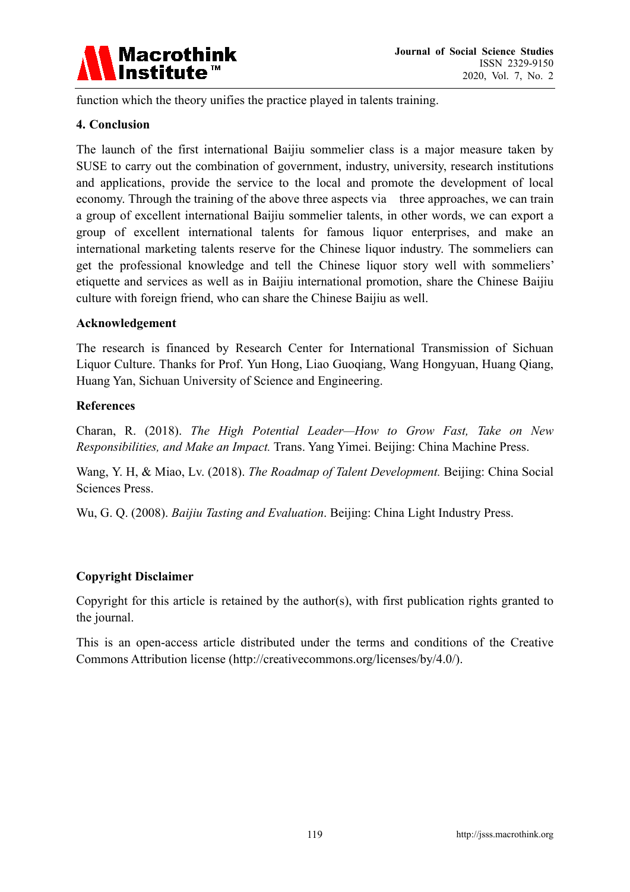function which the theory unifies the practice played in talents training.

## 4. Conclusion

The launch of the first international Baijiu sommelier class is a major measure taken by SUSE to carry out the combination of government, industry, university, research institutions and applications, provide the service to the local and promote the development of local economy. Through the training of the above three aspects via three approaches, we can train a group of excellent international Baijiu sommelier talents, in other words, we can export a group of excellent international talents for famous liquor enterprises, and make an international marketing talents reserve for the Chinese liquor industry. The sommeliers can get the professional knowledge and tell the Chinese liquor story well with sommeliers' etiquette and services as well as in Baijiu international promotion, share the Chinese Baijiu culture with foreign friend, who can share the Chinese Baijiu as well.

## Acknowledgement

The research is financed by Research Center for International Transmission of Sichuan Liquor Culture. Thanks for Prof. Yun Hong, Liao Guoqiang, Wang Hongyuan, Huang Qiang, Huang Yan, Sichuan University of Science and Engineering.

## References

Charan, R. (2018). *The High Potential Leader—How to Grow Fast, Take on New Responsibilities, and Make an Impact.* Trans. Yang Yimei. Beijing: China Machine Press.

Wang, Y. H, & Miao, Lv. (2018). *The Roadmap of Talent Development.* Beijing: China Social Sciences Press.

Wu, G. Q. (2008). *Baijiu Tasting and Evaluation*. Beijing: China Light Industry Press.

## Copyright Disclaimer

Copyright for this article is retained by the author(s), with first publication rights granted to the journal.

This is an open-access article distributed under the terms and conditions of the Creative Commons Attribution license (http://creativecommons.org/licenses/by/4.0/).